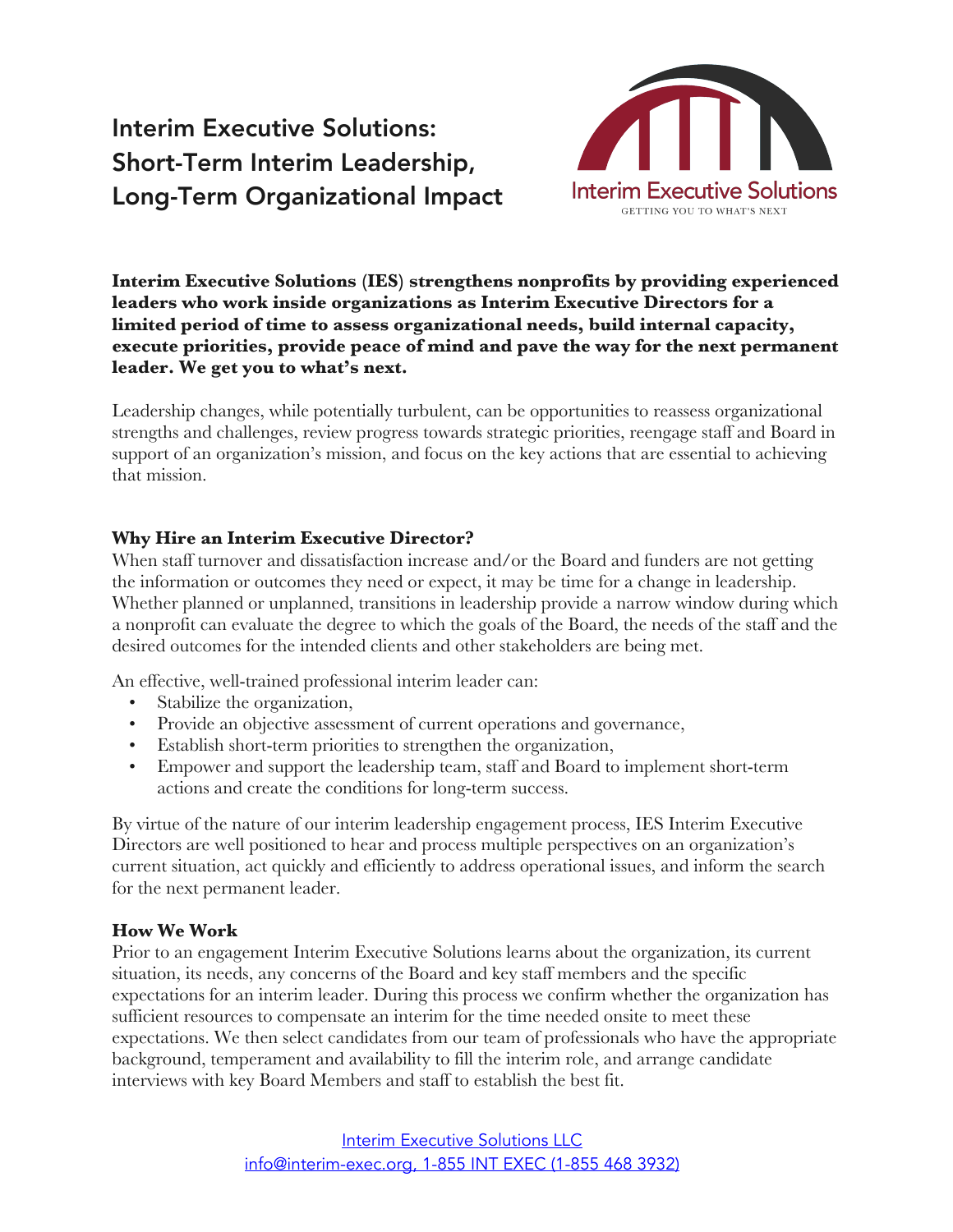# Interim Executive Solutions: Short-Term Interim Leadership, Long-Term Organizational Impact

Interim Executive Solutions

GETTING YOU TO WHAT'S NEXT

**Interim Executive Solutions (IES) strengthens nonprofits by providing experienced leaders who work inside organizations as Interim Executive Directors for a limited period of time to assess organizational needs, build internal capacity, execute priorities, provide peace of mind and pave the way for the next permanent leader. We get you to what's next.**

Leadership changes, while potentially turbulent, can be opportunities to reassess organizational strengths and challenges, review progress towards strategic priorities, reengage staff and Board in support of an organization's mission, and focus on the key actions that are essential to achieving that mission.

### Why Hire an Interim Executive Director?

When staff turnover and dissatisfaction increase and/or the Board and funders are not getting the information or outcomes they need or expect, it may be time for a change in leadership. Whether planned or unplanned, transitions in leadership provide a narrow window during which a nonprofit can evaluate the degree to which the goals of the Board, the needs of the staff and the desired outcomes for the intended clients and other stakeholders are being met.

An effective, well-trained professional interim leader can:

- Stabilize the organization,
- Provide an objective assessment of current operations and governance,
- Establish short-term priorities to strengthen the organization,
- Empower and support the leadership team, staff and Board to implement short-term actions and create the conditions for long-term success.

By virtue of the nature of our interim leadership engagement process, IES Interim Executive Directors are well positioned to hear and process multiple perspectives on an organization's current situation, act quickly and efficiently to address operational issues, and inform the search for the next permanent leader.

### How We Work

Prior to an engagement Interim Executive Solutions learns about the organization, its current situation, its needs, any concerns of the Board and key staff members and the specific expectations for an interim leader. During this process we confirm whether the organization has sufficient resources to compensate an interim for the time needed onsite to meet these expectations. We then select candidates from our team of professionals who have the appropriate background, temperament and availability to fill the interim role, and arrange candidate interviews with key Board Members and staff to establish the best fit.

Interim Executive Solutions LLC
info@interim-exec.org, 1-855 INT EXEC (1-855 468 3932)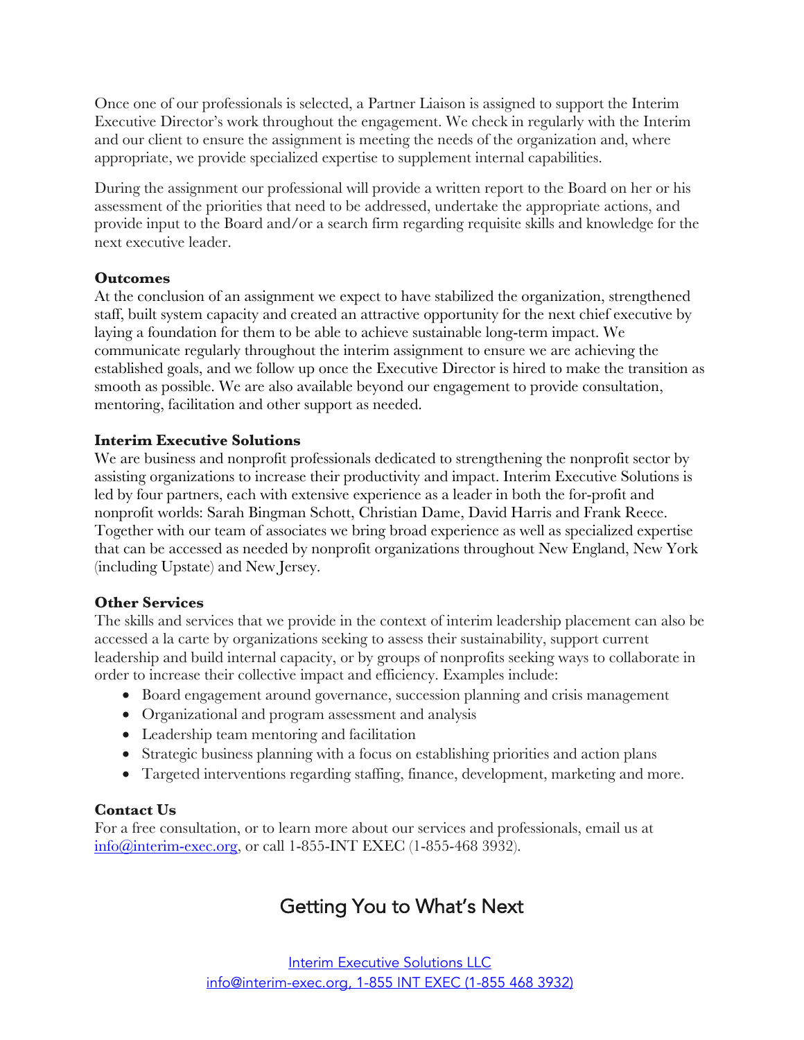Once one of our professionals is selected, a Partner Liaison is assigned to support the Interim Executive Director's work throughout the engagement. We check in regularly with the Interim and our client to ensure the assignment is meeting the needs of the organization and, where appropriate, we provide specialized expertise to supplement internal capabilities.

During the assignment our professional will provide a written report to the Board on her or his assessment of the priorities that need to be addressed, undertake the appropriate actions, and provide input to the Board and/or a search firm regarding requisite skills and knowledge for the next executive leader.

**Outcomes**

At the conclusion of an assignment we expect to have stabilized the organization, strengthened staff, built system capacity and created an attractive opportunity for the next chief executive by laying a foundation for them to be able to achieve sustainable long-term impact. We communicate regularly throughout the interim assignment to ensure we are achieving the established goals, and we follow up once the Executive Director is hired to make the transition as smooth as possible. We are also available beyond our engagement to provide consultation, mentoring, facilitation and other support as needed.

**Interim Executive Solutions**

We are business and nonprofit professionals dedicated to strengthening the nonprofit sector by assisting organizations to increase their productivity and impact. Interim Executive Solutions is led by four partners, each with extensive experience as a leader in both the for-profit and nonprofit worlds: Sarah Bingman Schott, Christian Dame, David Harris and Frank Reece. Together with our team of associates we bring broad experience as well as specialized expertise that can be accessed as needed by nonprofit organizations throughout New England, New York (including Upstate) and New Jersey.

**Other Services**

The skills and services that we provide in the context of interim leadership placement can also be accessed a la carte by organizations seeking to assess their sustainability, support current leadership and build internal capacity, or by groups of nonprofits seeking ways to collaborate in order to increase their collective impact and efficiency. Examples include:

- Board engagement around governance, succession planning and crisis management
- Organizational and program assessment and analysis
- Leadership team mentoring and facilitation
- Strategic business planning with a focus on establishing priorities and action plans
- Targeted interventions regarding staffing, finance, development, marketing and more.

**Contact Us**

For a free consultation, or to learn more about our services and professionals, email us at info@interim-exec.org, or call 1-855-INT EXEC (1-855-468 3932).

## Getting You to What's Next

Interim Executive Solutions LLC
info@interim-exec.org, 1-855 INT EXEC (1-855 468 3932)